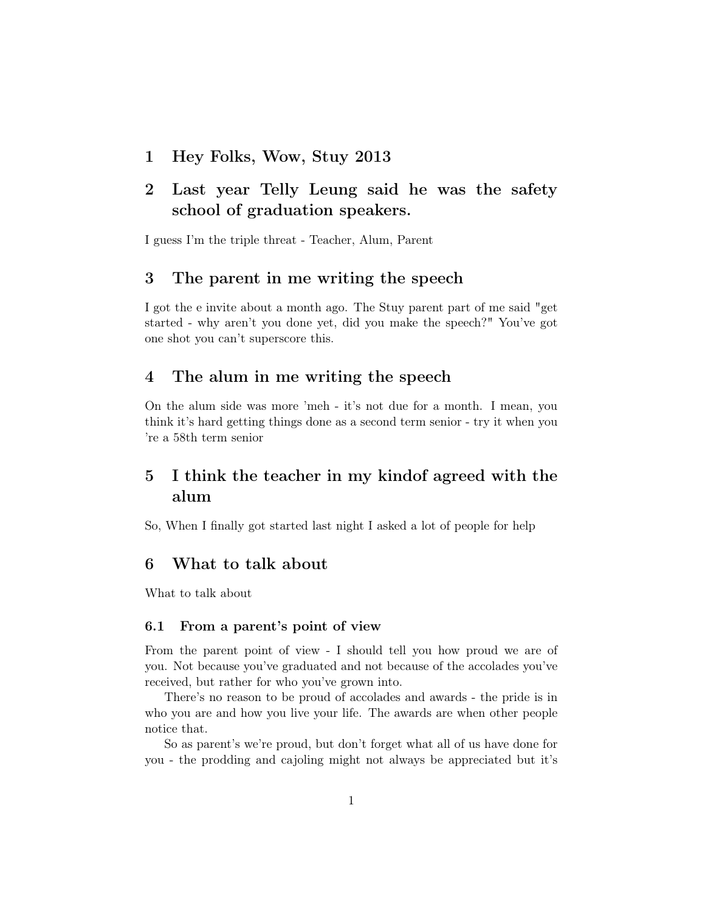# 1 Hey Folks, Wow, Stuy 2013

# 2 Last year Telly Leung said he was the safety school of graduation speakers.

I guess I'm the triple threat - Teacher, Alum, Parent

# 3 The parent in me writing the speech

I got the e invite about a month ago. The Stuy parent part of me said "get started - why aren't you done yet, did you make the speech?" You've got one shot you can't superscore this.

# 4 The alum in me writing the speech

On the alum side was more 'meh - it's not due for a month. I mean, you think it's hard getting things done as a second term senior - try it when you 're a 58th term senior

# 5 I think the teacher in my kindof agreed with the alum

So, When I finally got started last night I asked a lot of people for help

# 6 What to talk about

What to talk about

## 6.1 From a parent's point of view

From the parent point of view - I should tell you how proud we are of you. Not because you've graduated and not because of the accolades you've received, but rather for who you've grown into.

There's no reason to be proud of accolades and awards - the pride is in who you are and how you live your life. The awards are when other people notice that.

So as parent's we're proud, but don't forget what all of us have done for you - the prodding and cajoling might not always be appreciated but it's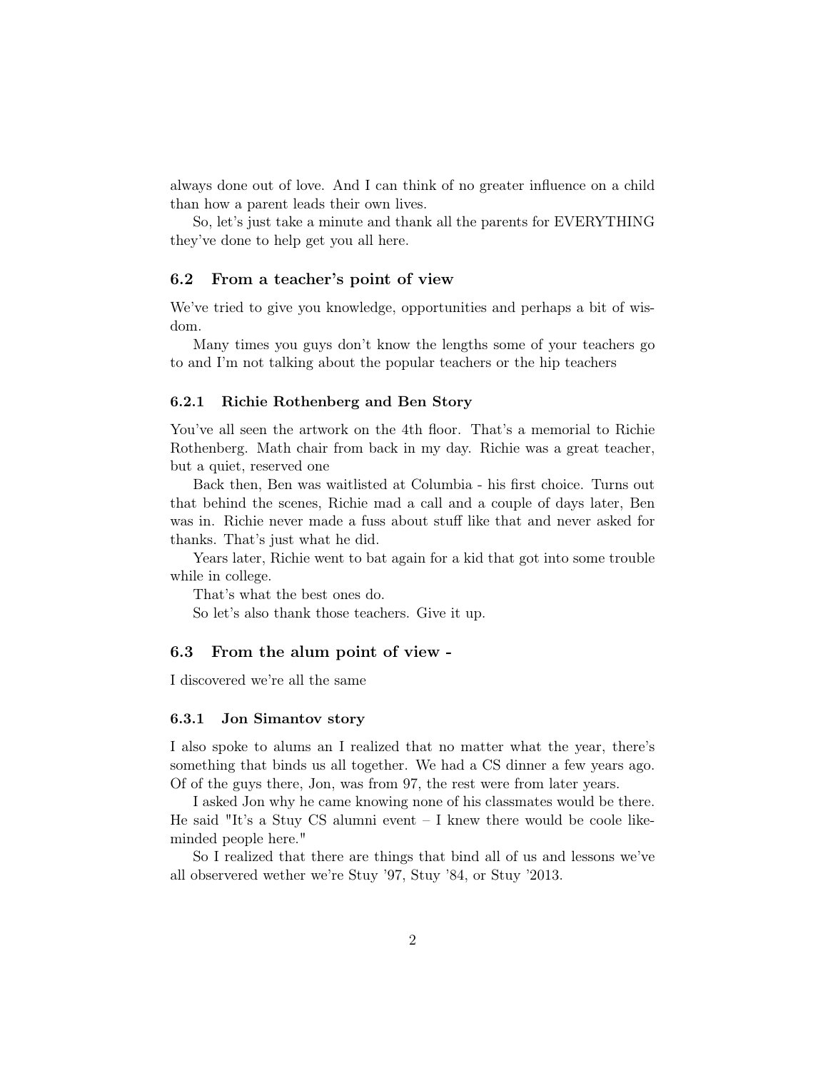always done out of love. And I can think of no greater influence on a child than how a parent leads their own lives.

So, let's just take a minute and thank all the parents for EVERYTHING they've done to help get you all here.

## 6.2 From a teacher's point of view

We've tried to give you knowledge, opportunities and perhaps a bit of wisdom.

Many times you guys don't know the lengths some of your teachers go to and I'm not talking about the popular teachers or the hip teachers

### 6.2.1 Richie Rothenberg and Ben Story

You've all seen the artwork on the 4th floor. That's a memorial to Richie Rothenberg. Math chair from back in my day. Richie was a great teacher, but a quiet, reserved one

Back then, Ben was waitlisted at Columbia - his first choice. Turns out that behind the scenes, Richie mad a call and a couple of days later, Ben was in. Richie never made a fuss about stuff like that and never asked for thanks. That's just what he did.

Years later, Richie went to bat again for a kid that got into some trouble while in college.

That's what the best ones do.

So let's also thank those teachers. Give it up.

## 6.3 From the alum point of view -

I discovered we're all the same

### 6.3.1 Jon Simantov story

I also spoke to alums an I realized that no matter what the year, there's something that binds us all together. We had a CS dinner a few years ago. Of of the guys there, Jon, was from 97, the rest were from later years.

I asked Jon why he came knowing none of his classmates would be there. He said "It's a Stuy CS alumni event – I knew there would be coole like-minded people here."

So I realized that there are things that bind all of us and lessons we've all observered wether we're Stuy '97, Stuy '84, or Stuy '2013.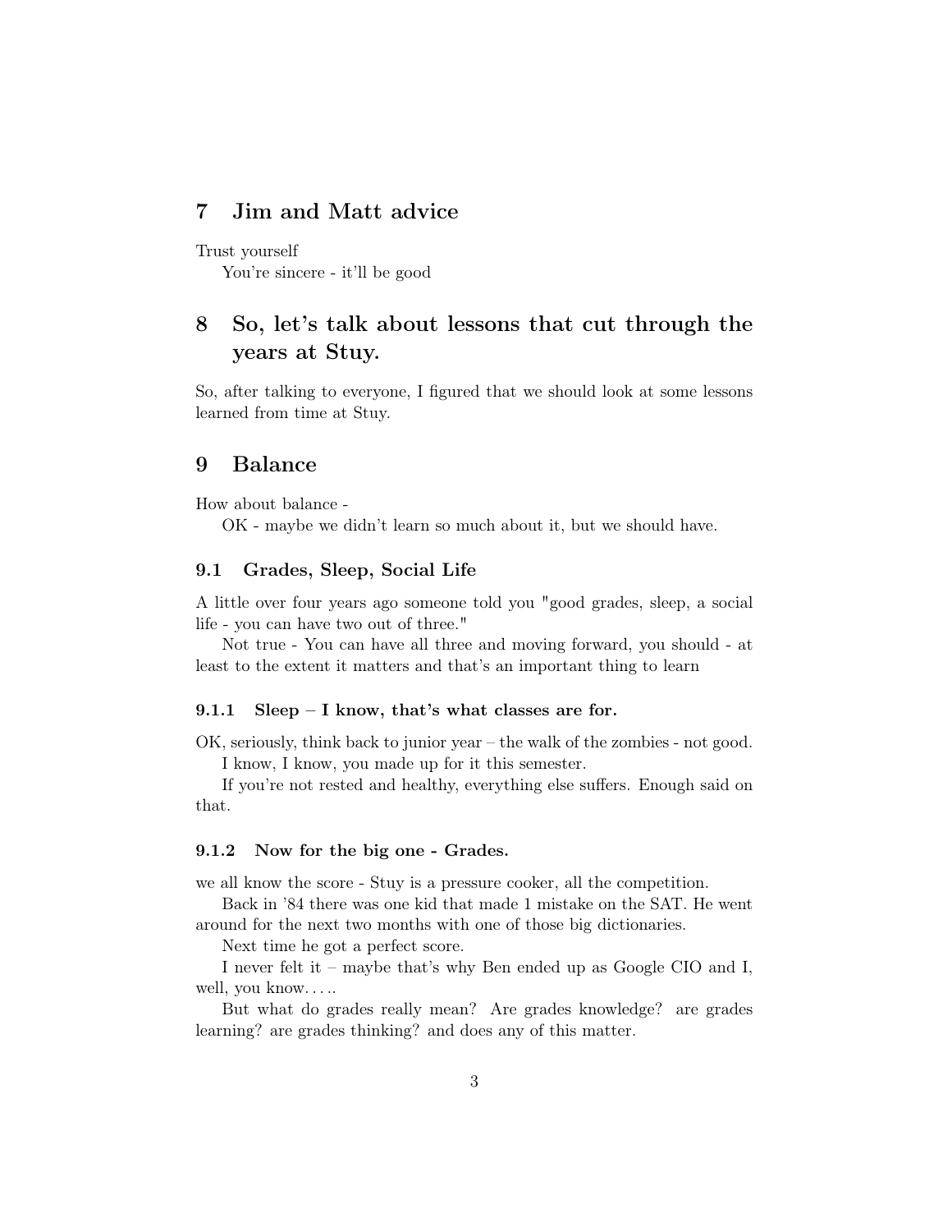## 7 Jim and Matt advice

Trust yourself

You're sincere - it'll be good

## 8 So, let's talk about lessons that cut through the years at Stuy.

So, after talking to everyone, I figured that we should look at some lessons learned from time at Stuy.

## 9 Balance

How about balance -

OK - maybe we didn't learn so much about it, but we should have.

### 9.1 Grades, Sleep, Social Life

A little over four years ago someone told you "good grades, sleep, a social life - you can have two out of three."

Not true - You can have all three and moving forward, you should - at least to the extent it matters and that's an important thing to learn

#### 9.1.1 Sleep – I know, that's what classes are for.

OK, seriously, think back to junior year – the walk of the zombies - not good.

I know, I know, you made up for it this semester.

If you're not rested and healthy, everything else suffers. Enough said on that.

#### 9.1.2 Now for the big one - Grades.

we all know the score - Stuy is a pressure cooker, all the competition.

Back in '84 there was one kid that made 1 mistake on the SAT. He went around for the next two months with one of those big dictionaries.

Next time he got a perfect score.

I never felt it – maybe that's why Ben ended up as Google CIO and I, well, you know. . . ..

But what do grades really mean? Are grades knowledge? are grades learning? are grades thinking? and does any of this matter.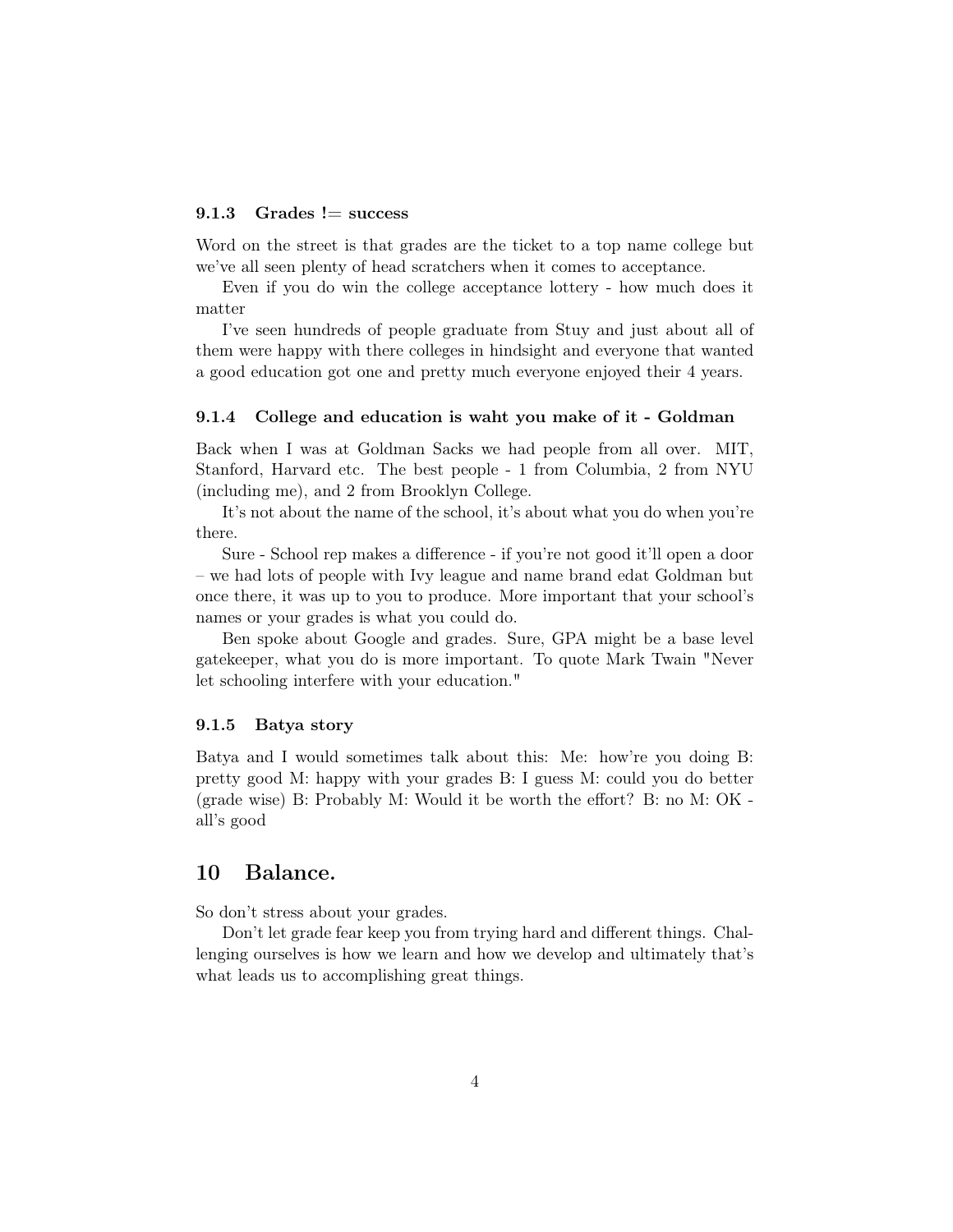### 9.1.3 Grades != success

Word on the street is that grades are the ticket to a top name college but we've all seen plenty of head scratchers when it comes to acceptance.

Even if you do win the college acceptance lottery - how much does it matter

I've seen hundreds of people graduate from Stuy and just about all of them were happy with there colleges in hindsight and everyone that wanted a good education got one and pretty much everyone enjoyed their 4 years.

### 9.1.4 College and education is waht you make of it - Goldman

Back when I was at Goldman Sacks we had people from all over. MIT, Stanford, Harvard etc. The best people - 1 from Columbia, 2 from NYU (including me), and 2 from Brooklyn College.

It's not about the name of the school, it's about what you do when you're there.

Sure - School rep makes a difference - if you're not good it'll open a door – we had lots of people with Ivy league and name brand edat Goldman but once there, it was up to you to produce. More important that your school's names or your grades is what you could do.

Ben spoke about Google and grades. Sure, GPA might be a base level gatekeeper, what you do is more important. To quote Mark Twain "Never let schooling interfere with your education."

### 9.1.5 Batya story

Batya and I would sometimes talk about this: Me: how're you doing B: pretty good M: happy with your grades B: I guess M: could you do better (grade wise) B: Probably M: Would it be worth the effort? B: no M: OK - all's good

## 10 Balance.

So don't stress about your grades.

Don't let grade fear keep you from trying hard and different things. Challenging ourselves is how we learn and how we develop and ultimately that's what leads us to accomplishing great things.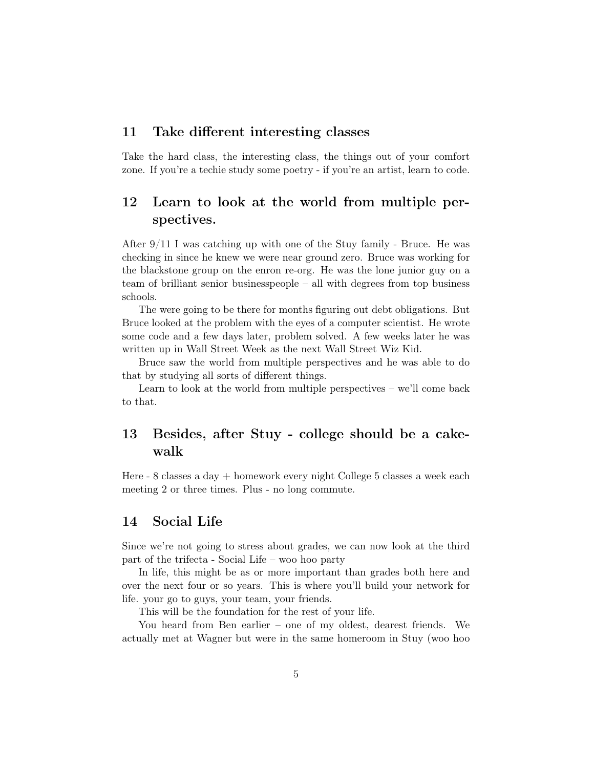## 11 Take different interesting classes

Take the hard class, the interesting class, the things out of your comfort zone. If you're a techie study some poetry - if you're an artist, learn to code.

## 12 Learn to look at the world from multiple perspectives.

After 9/11 I was catching up with one of the Stuy family - Bruce. He was checking in since he knew we were near ground zero. Bruce was working for the blackstone group on the enron re-org. He was the lone junior guy on a team of brilliant senior businesspeople – all with degrees from top business schools.

The were going to be there for months figuring out debt obligations. But Bruce looked at the problem with the eyes of a computer scientist. He wrote some code and a few days later, problem solved. A few weeks later he was written up in Wall Street Week as the next Wall Street Wiz Kid.

Bruce saw the world from multiple perspectives and he was able to do that by studying all sorts of different things.

Learn to look at the world from multiple perspectives – we'll come back to that.

## 13 Besides, after Stuy - college should be a cakewalk

Here - 8 classes a day + homework every night College 5 classes a week each meeting 2 or three times. Plus - no long commute.

## 14 Social Life

Since we're not going to stress about grades, we can now look at the third part of the trifecta - Social Life – woo hoo party

In life, this might be as or more important than grades both here and over the next four or so years. This is where you'll build your network for life. your go to guys, your team, your friends.

This will be the foundation for the rest of your life.

You heard from Ben earlier – one of my oldest, dearest friends. We actually met at Wagner but were in the same homeroom in Stuy (woo hoo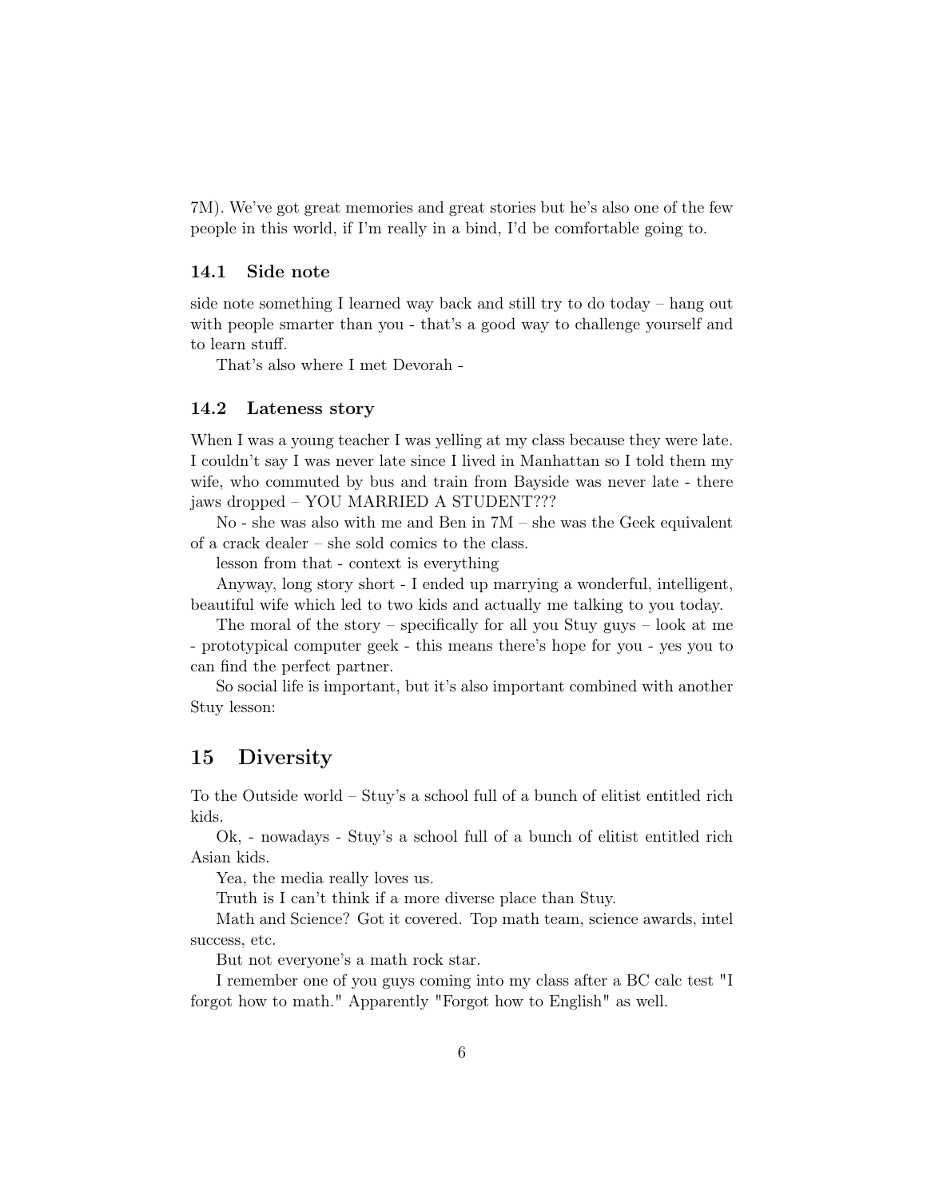7M). We've got great memories and great stories but he's also one of the few people in this world, if I'm really in a bind, I'd be comfortable going to.

### 14.1 Side note

side note something I learned way back and still try to do today – hang out with people smarter than you - that's a good way to challenge yourself and to learn stuff.

That's also where I met Devorah -

### 14.2 Lateness story

When I was a young teacher I was yelling at my class because they were late. I couldn't say I was never late since I lived in Manhattan so I told them my wife, who commuted by bus and train from Bayside was never late - there jaws dropped – YOU MARRIED A STUDENT???

No - she was also with me and Ben in 7M – she was the Geek equivalent of a crack dealer – she sold comics to the class.

lesson from that - context is everything

Anyway, long story short - I ended up marrying a wonderful, intelligent, beautiful wife which led to two kids and actually me talking to you today.

The moral of the story – specifically for all you Stuy guys – look at me - prototypical computer geek - this means there's hope for you - yes you to can find the perfect partner.

So social life is important, but it's also important combined with another Stuy lesson:

## 15 Diversity

To the Outside world – Stuy's a school full of a bunch of elitist entitled rich kids.

Ok, - nowadays - Stuy's a school full of a bunch of elitist entitled rich Asian kids.

Yea, the media really loves us.

Truth is I can't think if a more diverse place than Stuy.

Math and Science? Got it covered. Top math team, science awards, intel success, etc.

But not everyone's a math rock star.

I remember one of you guys coming into my class after a BC calc test "I forgot how to math." Apparently "Forgot how to English" as well.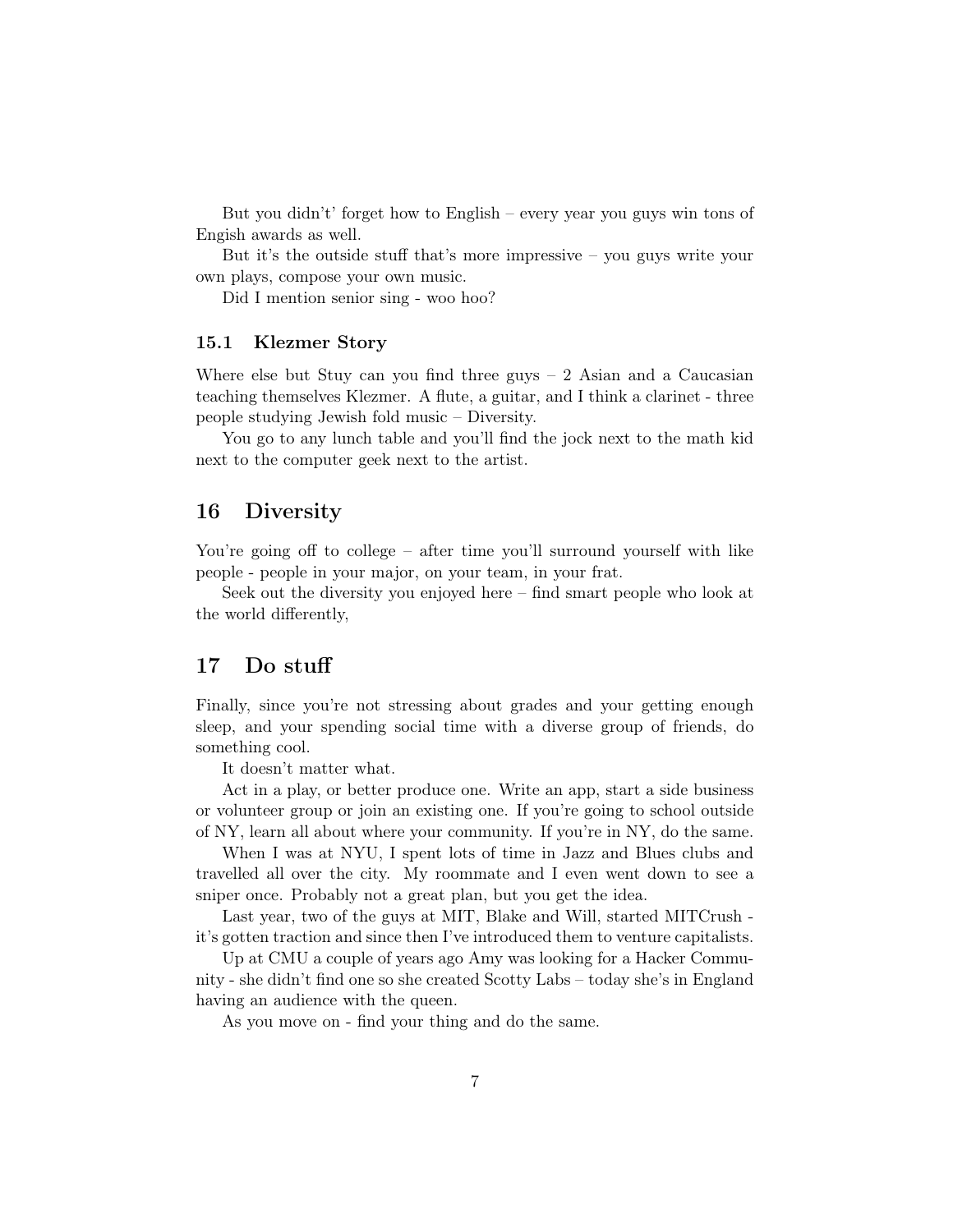But you didn't' forget how to English – every year you guys win tons of Engish awards as well.

But it's the outside stuff that's more impressive – you guys write your own plays, compose your own music.

Did I mention senior sing - woo hoo?

### 15.1 Klezmer Story

Where else but Stuy can you find three guys – 2 Asian and a Caucasian teaching themselves Klezmer. A flute, a guitar, and I think a clarinet - three people studying Jewish fold music – Diversity.

You go to any lunch table and you'll find the jock next to the math kid next to the computer geek next to the artist.

## 16 Diversity

You're going off to college – after time you'll surround yourself with like people - people in your major, on your team, in your frat.

Seek out the diversity you enjoyed here – find smart people who look at the world differently,

## 17 Do stuff

Finally, since you're not stressing about grades and your getting enough sleep, and your spending social time with a diverse group of friends, do something cool.

It doesn't matter what.

Act in a play, or better produce one. Write an app, start a side business or volunteer group or join an existing one. If you're going to school outside of NY, learn all about where your community. If you're in NY, do the same.

When I was at NYU, I spent lots of time in Jazz and Blues clubs and travelled all over the city. My roommate and I even went down to see a sniper once. Probably not a great plan, but you get the idea.

Last year, two of the guys at MIT, Blake and Will, started MITCrush - it's gotten traction and since then I've introduced them to venture capitalists.

Up at CMU a couple of years ago Amy was looking for a Hacker Community - she didn't find one so she created Scotty Labs – today she's in England having an audience with the queen.

As you move on - find your thing and do the same.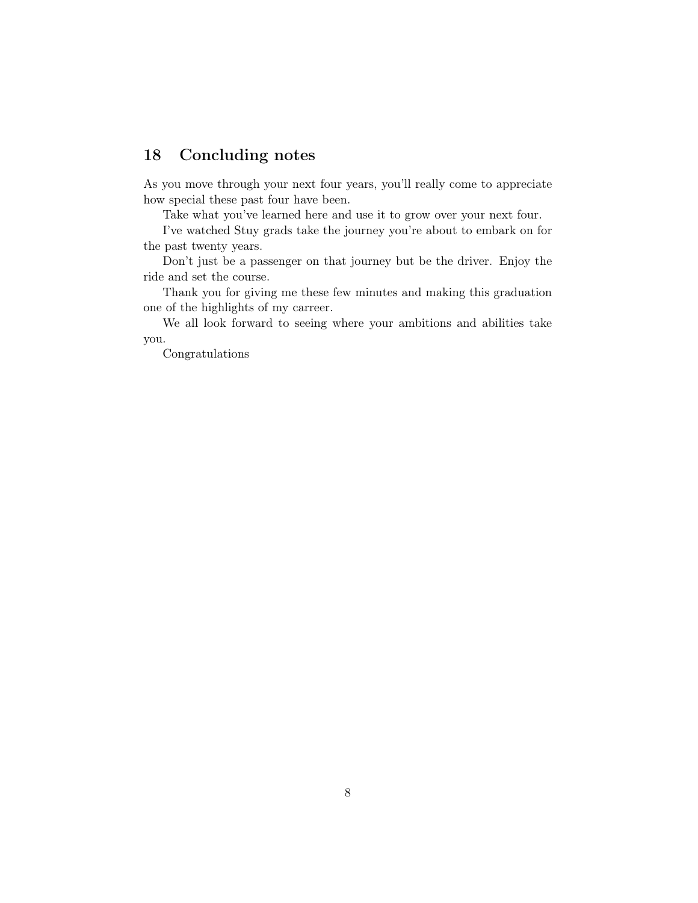## 18 Concluding notes

As you move through your next four years, you'll really come to appreciate how special these past four have been.

Take what you've learned here and use it to grow over your next four.

I've watched Stuy grads take the journey you're about to embark on for the past twenty years.

Don't just be a passenger on that journey but be the driver. Enjoy the ride and set the course.

Thank you for giving me these few minutes and making this graduation one of the highlights of my carreer.

We all look forward to seeing where your ambitions and abilities take you.

Congratulations